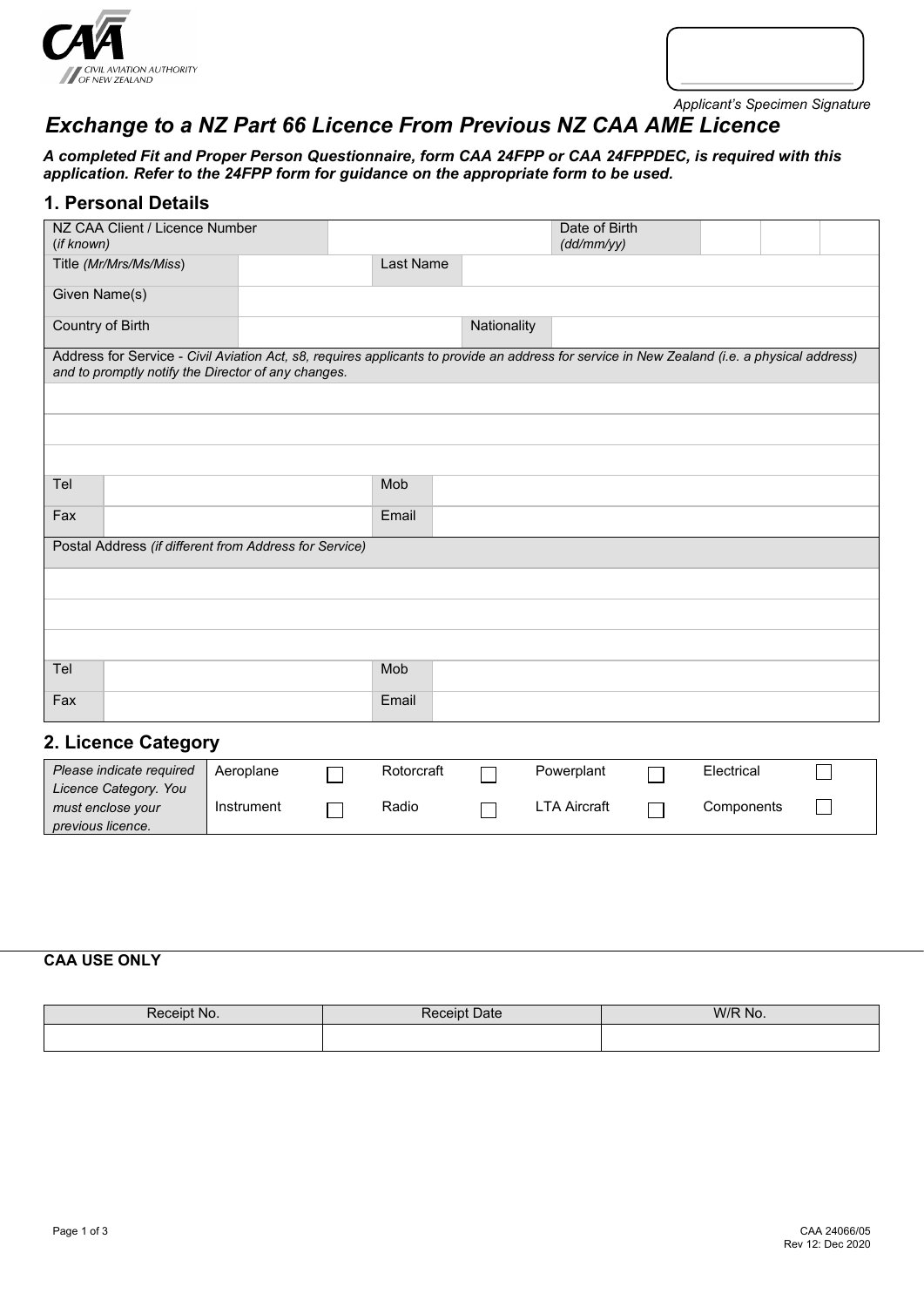Applicant's Specimen Signature

# Exchange to a NZ Part 66 Licence From Previous NZ CAA AME Licence

***A completed Fit and Proper Person Questionnaire, form CAA 24FPP or CAA 24FPPDEC, is required with this application. Refer to the 24FPP form for guidance on the appropriate form to be used.***

## 1. Personal Details

| NZ CAA Client / Licence Number *(if known)* | | Date of Birth *(dd/mm/yy)* | |
|---|---|---|---|
| Title *(Mr/Mrs/Ms/Miss)* | | Last Name | |
| Given Name(s) | | | |
| Country of Birth | | Nationality | |

Address for Service - *Civil Aviation Act, s8, requires applicants to provide an address for service in New Zealand (i.e. a physical address) and to promptly notify the Director of any changes.*

| | | | |
|---|---|---|---|
| | | | |
| | | | |
| | | | |
| Tel | | Mob | |
| Fax | | Email | |

Postal Address *(if different from Address for Service)*

| | | | |
|---|---|---|---|
| | | | |
| | | | |
| | | | |
| Tel | | Mob | |
| Fax | | Email | |

## 2. Licence Category

| *Please indicate required Licence Category. You must enclose your previous licence.* | Aeroplane ☐ | Rotorcraft ☐ | Powerplant ☐ | Electrical ☐ |
|---|---|---|---|---|
| | Instrument ☐ | Radio ☐ | LTA Aircraft ☐ | Components ☐ |

**CAA USE ONLY**

| Receipt No. | Receipt Date | W/R No. |
|---|---|---|
| | | |

CAA 24066/05
Rev 12: Dec 2020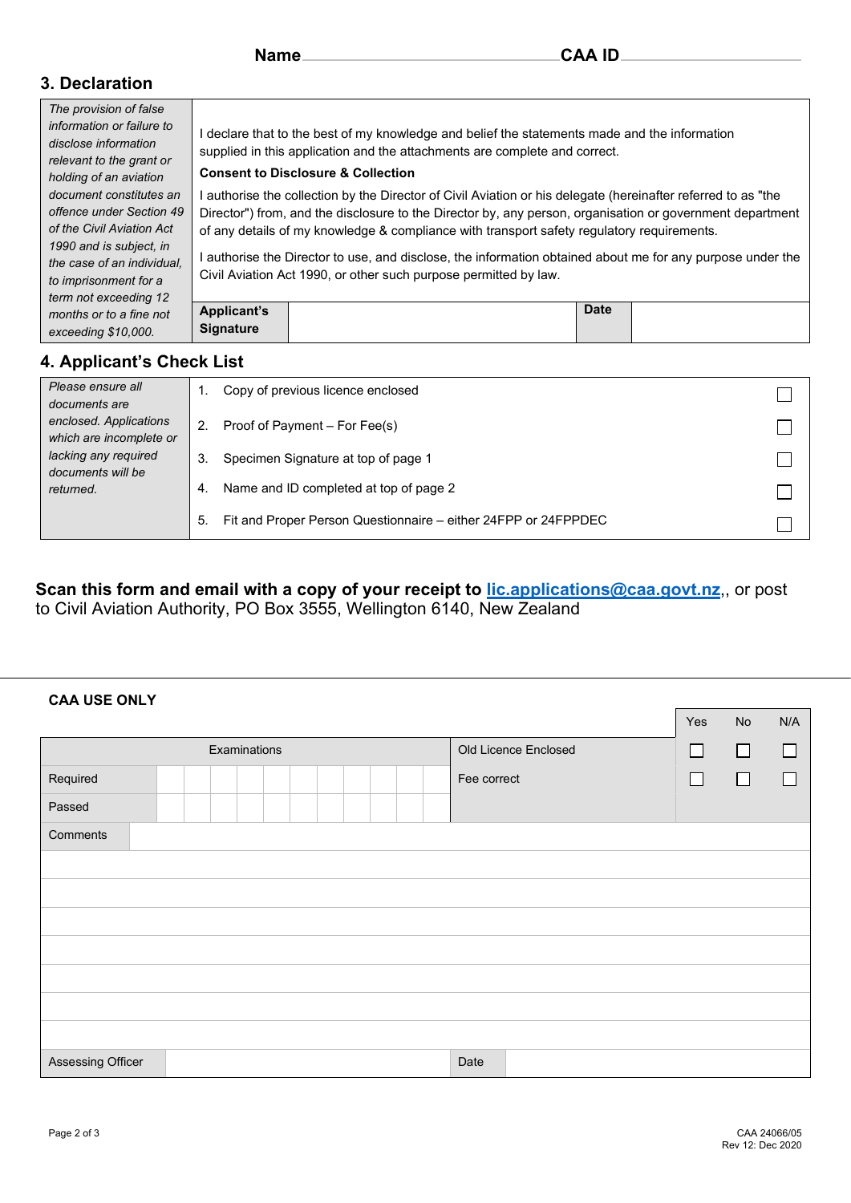**Name** ______________________ **CAA ID** ______________________

## 3. Declaration

| *The provision of false information or failure to disclose information relevant to the grant or holding of an aviation document constitutes an offence under Section 49 of the Civil Aviation Act 1990 and is subject, in the case of an individual, to imprisonment for a term not exceeding 12 months or to a fine not exceeding $10,000.* | I declare that to the best of my knowledge and belief the statements made and the information supplied in this application and the attachments are complete and correct.<br><br>**Consent to Disclosure & Collection**<br><br>I authorise the collection by the Director of Civil Aviation or his delegate (hereinafter referred to as "the Director") from, and the disclosure to the Director by, any person, organisation or government department of any details of my knowledge & compliance with transport safety regulatory requirements.<br><br>I authorise the Director to use, and disclose, the information obtained about me for any purpose under the Civil Aviation Act 1990, or other such purpose permitted by law. | | | |
|---|---|---|---|---|
| | **Applicant's Signature** | | **Date** | |

## 4. Applicant's Check List

| *Please ensure all documents are enclosed. Applications which are incomplete or lacking any required documents will be returned.* | | |
|---|---|---|
| | 1. Copy of previous licence enclosed | ☐ |
| | 2. Proof of Payment – For Fee(s) | ☐ |
| | 3. Specimen Signature at top of page 1 | ☐ |
| | 4. Name and ID completed at top of page 2 | ☐ |
| | 5. Fit and Proper Person Questionnaire – either 24FPP or 24FPPDEC | ☐ |

**Scan this form and email with a copy of your receipt to lic.applications@caa.govt.nz**,, or post to Civil Aviation Authority, PO Box 3555, Wellington 6140, New Zealand

---

**CAA USE ONLY**

| Examinations | | | | | | | | | | | | Yes | No | N/A |
|---|---|---|---|---|---|---|---|---|---|---|---|---|---|---|
| Required | | | | | | | | | | | Old Licence Enclosed | ☐ | ☐ | ☐ |
| Passed | | | | | | | | | | | Fee correct | ☐ | ☐ | ☐ |

| Comments | |
|---|---|
| | |
| | |
| | |
| | |
| | |
| | |
| | |

| Assessing Officer | | Date | |
|---|---|---|---|

CAA 24066/05
Rev 12: Dec 2020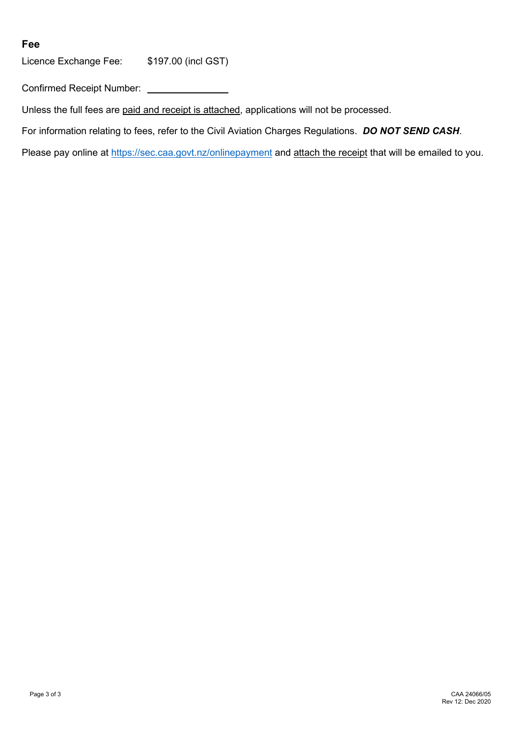## Fee

Licence Exchange Fee: $197.00 (incl GST)

Confirmed Receipt Number: ________________

Unless the full fees are paid and receipt is attached, applications will not be processed.

For information relating to fees, refer to the Civil Aviation Charges Regulations. ***DO NOT SEND CASH***.

Please pay online at https://sec.caa.govt.nz/onlinepayment and attach the receipt that will be emailed to you.